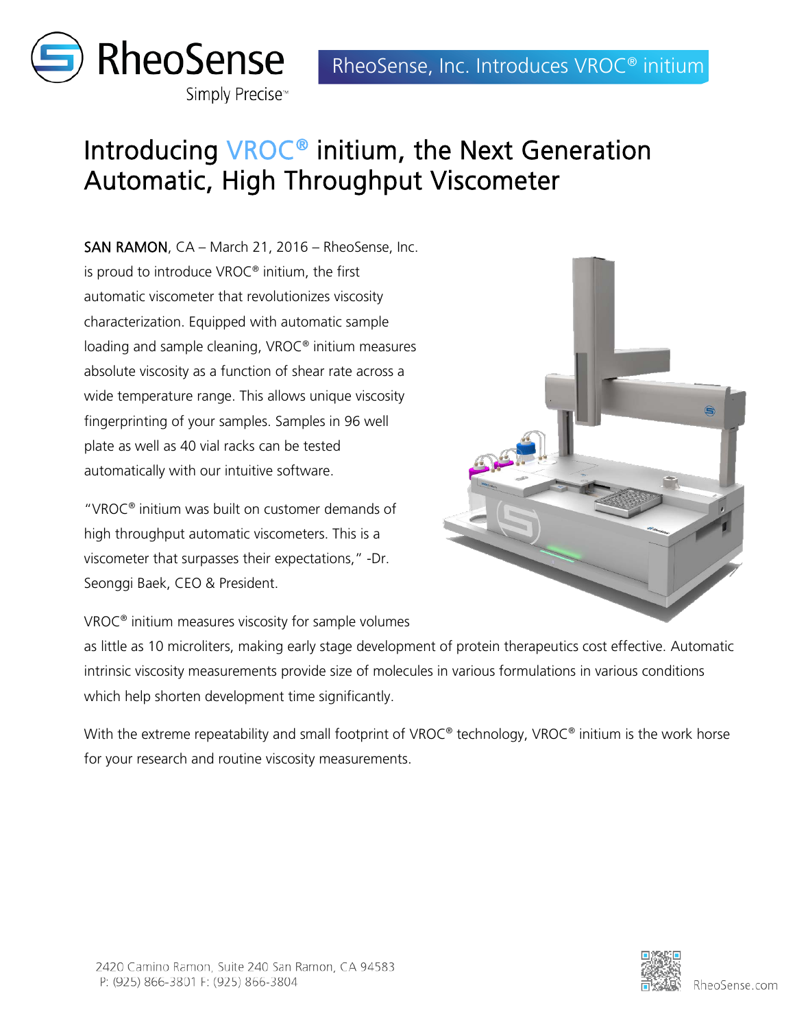RheoSense

Simply Precise™

RheoSense, Inc. Introduces VROC® initium

# Introducing VROC® initium, the Next Generation Automatic, High Throughput Viscometer

**SAN RAMON**, CA – March 21, 2016 – RheoSense, Inc. is proud to introduce VROC® initium, the first automatic viscometer that revolutionizes viscosity characterization. Equipped with automatic sample loading and sample cleaning, VROC® initium measures absolute viscosity as a function of shear rate across a wide temperature range. This allows unique viscosity fingerprinting of your samples. Samples in 96 well plate as well as 40 vial racks can be tested automatically with our intuitive software.

"VROC® initium was built on customer demands of high throughput automatic viscometers. This is a viscometer that surpasses their expectations," -Dr. Seonggi Baek, CEO & President.

VROC® initium measures viscosity for sample volumes as little as 10 microliters, making early stage development of protein therapeutics cost effective. Automatic intrinsic viscosity measurements provide size of molecules in various formulations in various conditions which help shorten development time significantly.

With the extreme repeatability and small footprint of VROC® technology, VROC® initium is the work horse for your research and routine viscosity measurements.

2420 Camino Ramon, Suite 240 San Ramon, CA 94583
P: (925) 866-3801 F: (925) 866-3804

RheoSense.com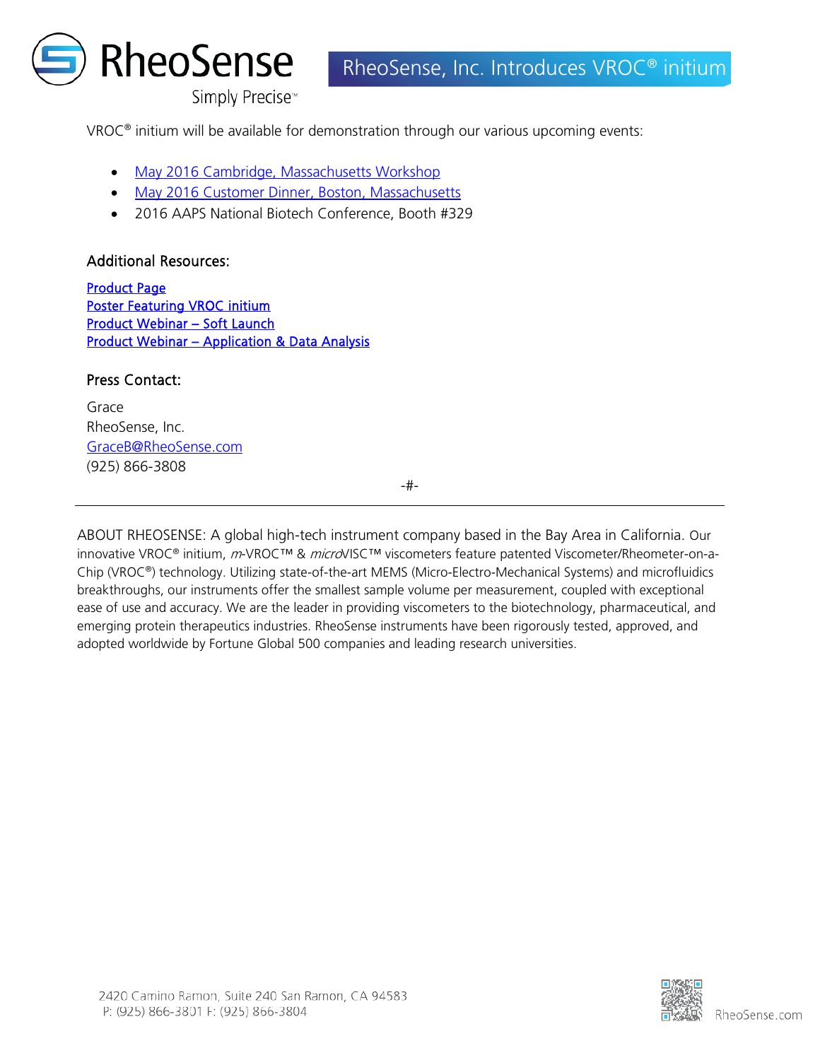VROC® initium will be available for demonstration through our various upcoming events:

- May 2016 Cambridge, Massachusetts Workshop
- May 2016 Customer Dinner, Boston, Massachusetts
- 2016 AAPS National Biotech Conference, Booth #329

### Additional Resources:

Product Page
Poster Featuring VROC initium
Product Webinar – Soft Launch
Product Webinar – Application & Data Analysis

### Press Contact:

Grace
RheoSense, Inc.
GraceB@RheoSense.com
(925) 866-3808

-#-

---

ABOUT RHEOSENSE: A global high-tech instrument company based in the Bay Area in California. Our innovative VROC® initium, *m*-VROC™ & *micro*VISC™ viscometers feature patented Viscometer/Rheometer-on-a-Chip (VROC®) technology. Utilizing state-of-the-art MEMS (Micro-Electro-Mechanical Systems) and microfluidics breakthroughs, our instruments offer the smallest sample volume per measurement, coupled with exceptional ease of use and accuracy. We are the leader in providing viscometers to the biotechnology, pharmaceutical, and emerging protein therapeutics industries. RheoSense instruments have been rigorously tested, approved, and adopted worldwide by Fortune Global 500 companies and leading research universities.